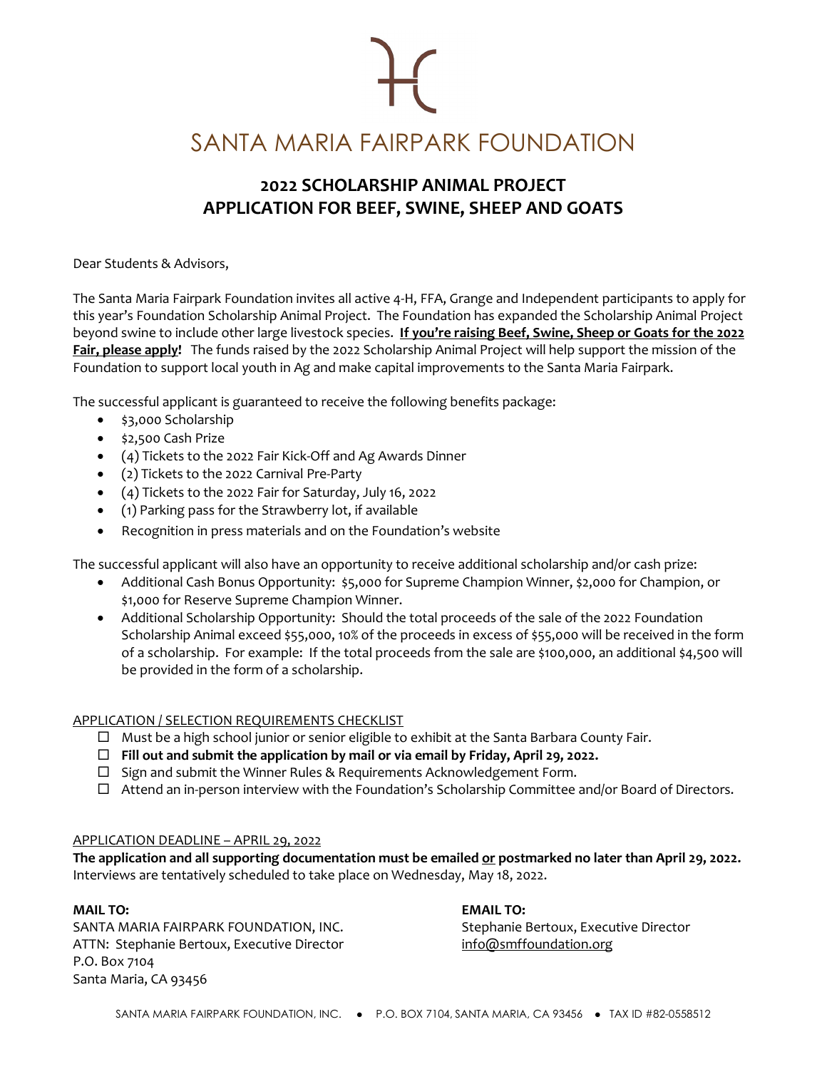# SANTA MARIA FAIRPARK FOUNDATION

## 2022 SCHOLARSHIP ANIMAL PROJECT
## APPLICATION FOR BEEF, SWINE, SHEEP AND GOATS

Dear Students & Advisors,

The Santa Maria Fairpark Foundation invites all active 4-H, FFA, Grange and Independent participants to apply for this year's Foundation Scholarship Animal Project. The Foundation has expanded the Scholarship Animal Project beyond swine to include other large livestock species. **If you're raising Beef, Swine, Sheep or Goats for the 2022 Fair, please apply!** The funds raised by the 2022 Scholarship Animal Project will help support the mission of the Foundation to support local youth in Ag and make capital improvements to the Santa Maria Fairpark.

The successful applicant is guaranteed to receive the following benefits package:

- $3,000 Scholarship
- $2,500 Cash Prize
- (4) Tickets to the 2022 Fair Kick-Off and Ag Awards Dinner
- (2) Tickets to the 2022 Carnival Pre-Party
- (4) Tickets to the 2022 Fair for Saturday, July 16, 2022
- (1) Parking pass for the Strawberry lot, if available
- Recognition in press materials and on the Foundation's website

The successful applicant will also have an opportunity to receive additional scholarship and/or cash prize:

- Additional Cash Bonus Opportunity: $5,000 for Supreme Champion Winner, $2,000 for Champion, or $1,000 for Reserve Supreme Champion Winner.
- Additional Scholarship Opportunity: Should the total proceeds of the sale of the 2022 Foundation Scholarship Animal exceed $55,000, 10% of the proceeds in excess of $55,000 will be received in the form of a scholarship. For example: If the total proceeds from the sale are $100,000, an additional $4,500 will be provided in the form of a scholarship.

APPLICATION / SELECTION REQUIREMENTS CHECKLIST

- ☐ Must be a high school junior or senior eligible to exhibit at the Santa Barbara County Fair.
- ☐ **Fill out and submit the application by mail or via email by Friday, April 29, 2022.**
- ☐ Sign and submit the Winner Rules & Requirements Acknowledgement Form.
- ☐ Attend an in-person interview with the Foundation's Scholarship Committee and/or Board of Directors.

APPLICATION DEADLINE – APRIL 29, 2022

**The application and all supporting documentation must be emailed or postmarked no later than April 29, 2022.** Interviews are tentatively scheduled to take place on Wednesday, May 18, 2022.

**MAIL TO:**
SANTA MARIA FAIRPARK FOUNDATION, INC.
ATTN: Stephanie Bertoux, Executive Director
P.O. Box 7104
Santa Maria, CA 93456

**EMAIL TO:**
Stephanie Bertoux, Executive Director
info@smffoundation.org

SANTA MARIA FAIRPARK FOUNDATION, INC. • P.O. BOX 7104, SANTA MARIA, CA 93456 • TAX ID #82-0558512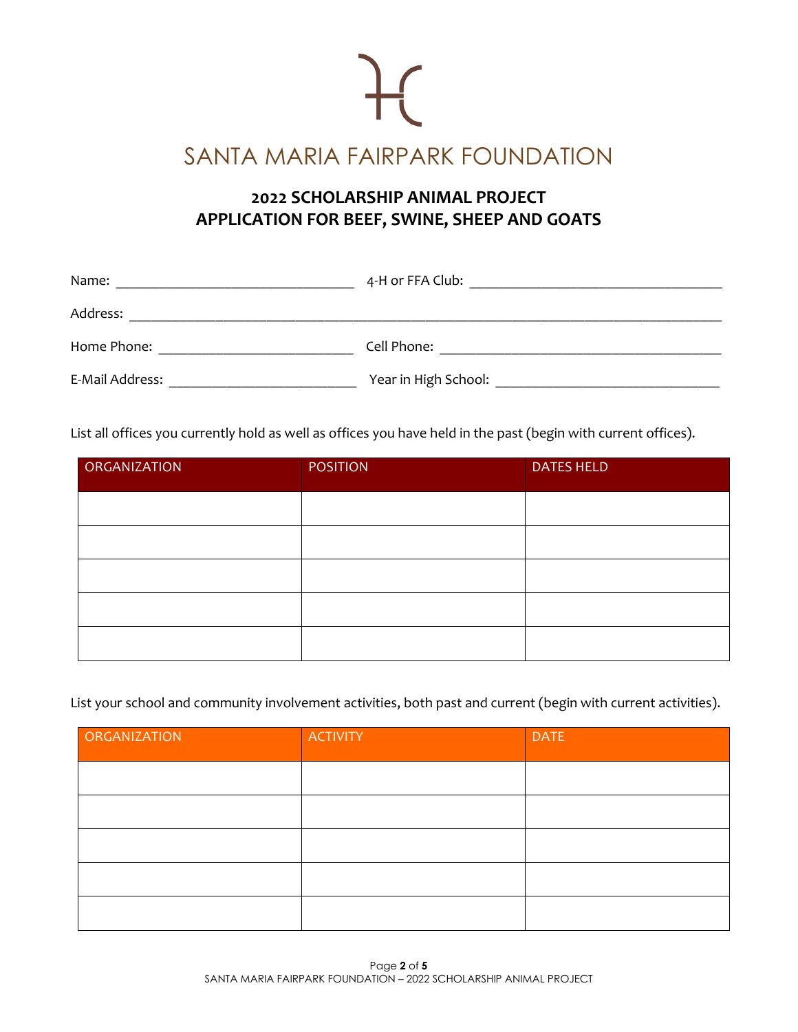# SANTA MARIA FAIRPARK FOUNDATION

## 2022 SCHOLARSHIP ANIMAL PROJECT
## APPLICATION FOR BEEF, SWINE, SHEEP AND GOATS

Name: _______________________________ 4-H or FFA Club: _________________________________

Address: _____________________________________________________________________________

Home Phone: _________________________ Cell Phone: _____________________________________

E-Mail Address: ________________________ Year in High School: ____________________________

List all offices you currently hold as well as offices you have held in the past (begin with current offices).

| ORGANIZATION | POSITION | DATES HELD |
|---|---|---|
| | | |
| | | |
| | | |
| | | |
| | | |

List your school and community involvement activities, both past and current (begin with current activities).

| ORGANIZATION | ACTIVITY | DATE |
|---|---|---|
| | | |
| | | |
| | | |
| | | |
| | | |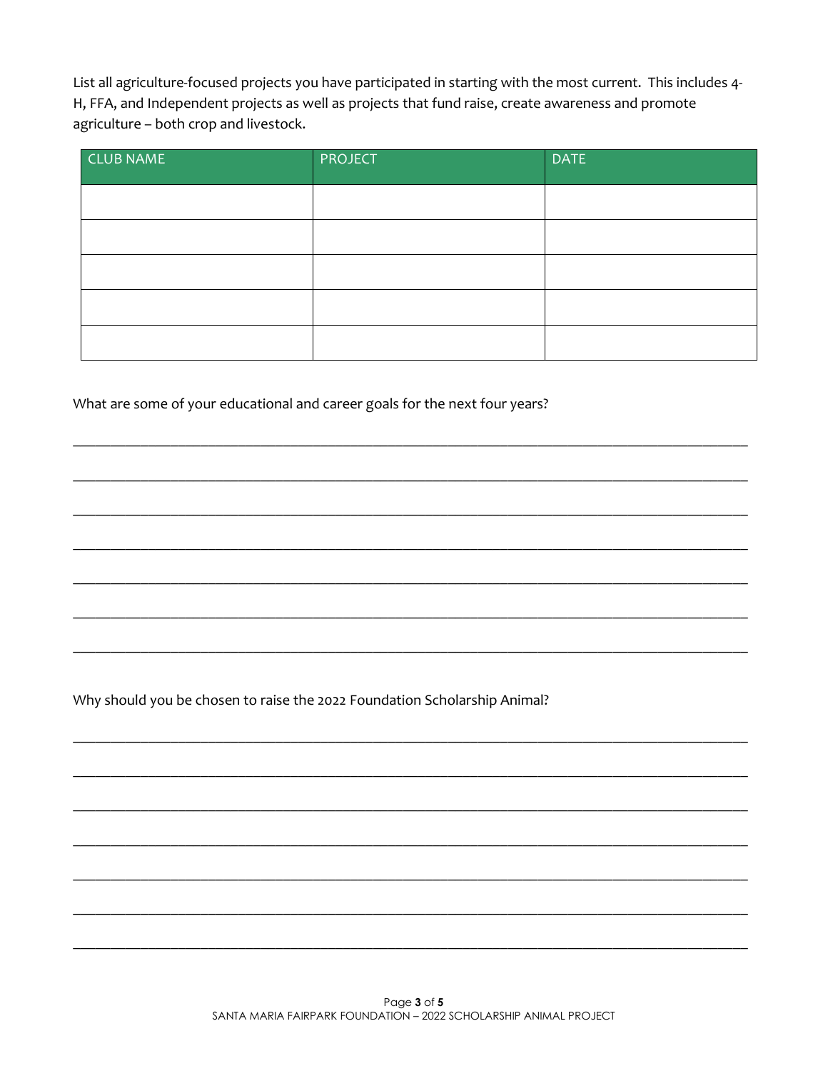List all agriculture-focused projects you have participated in starting with the most current. This includes 4-H, FFA, and Independent projects as well as projects that fund raise, create awareness and promote agriculture – both crop and livestock.

| CLUB NAME | PROJECT | DATE |
| --- | --- | --- |
| | | |
| | | |
| | | |
| | | |
| | | |

What are some of your educational and career goals for the next four years?

_______________________________________________________________________________

_______________________________________________________________________________

_______________________________________________________________________________

_______________________________________________________________________________

_______________________________________________________________________________

_______________________________________________________________________________

_______________________________________________________________________________

Why should you be chosen to raise the 2022 Foundation Scholarship Animal?

_______________________________________________________________________________

_______________________________________________________________________________

_______________________________________________________________________________

_______________________________________________________________________________

_______________________________________________________________________________

_______________________________________________________________________________

_______________________________________________________________________________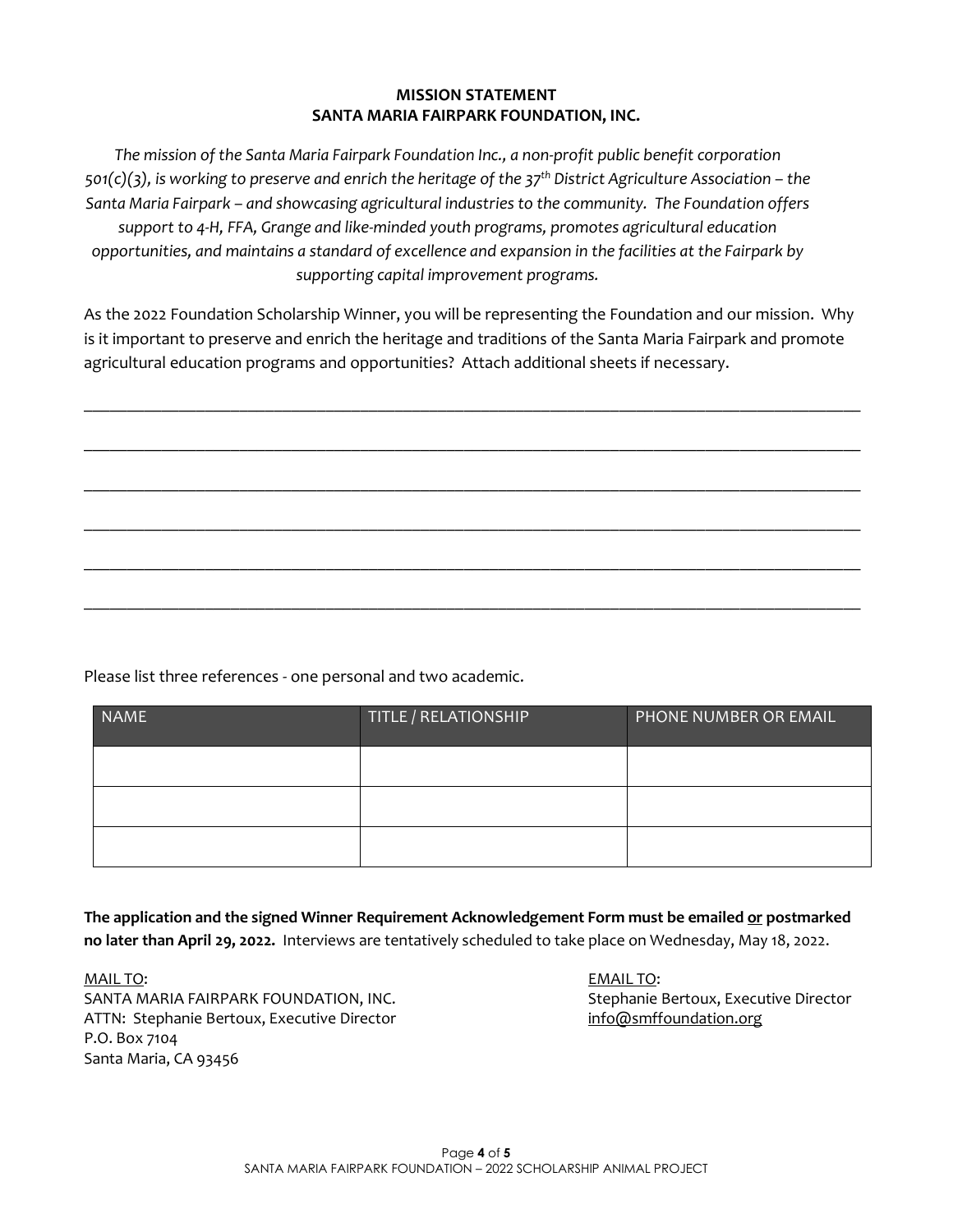**MISSION STATEMENT**
**SANTA MARIA FAIRPARK FOUNDATION, INC.**

*The mission of the Santa Maria Fairpark Foundation Inc., a non-profit public benefit corporation 501(c)(3), is working to preserve and enrich the heritage of the 37th District Agriculture Association – the Santa Maria Fairpark – and showcasing agricultural industries to the community. The Foundation offers support to 4-H, FFA, Grange and like-minded youth programs, promotes agricultural education opportunities, and maintains a standard of excellence and expansion in the facilities at the Fairpark by supporting capital improvement programs.*

As the 2022 Foundation Scholarship Winner, you will be representing the Foundation and our mission. Why is it important to preserve and enrich the heritage and traditions of the Santa Maria Fairpark and promote agricultural education programs and opportunities? Attach additional sheets if necessary.

______________________________________________________________________________

______________________________________________________________________________

______________________________________________________________________________

______________________________________________________________________________

______________________________________________________________________________

______________________________________________________________________________

Please list three references - one personal and two academic.

| NAME | TITLE / RELATIONSHIP | PHONE NUMBER OR EMAIL |
|---|---|---|
| | | |
| | | |
| | | |

**The application and the signed Winner Requirement Acknowledgement Form must be emailed or postmarked no later than April 29, 2022.** Interviews are tentatively scheduled to take place on Wednesday, May 18, 2022.

MAIL TO:
SANTA MARIA FAIRPARK FOUNDATION, INC.
ATTN: Stephanie Bertoux, Executive Director
P.O. Box 7104
Santa Maria, CA 93456

EMAIL TO:
Stephanie Bertoux, Executive Director
info@smffoundation.org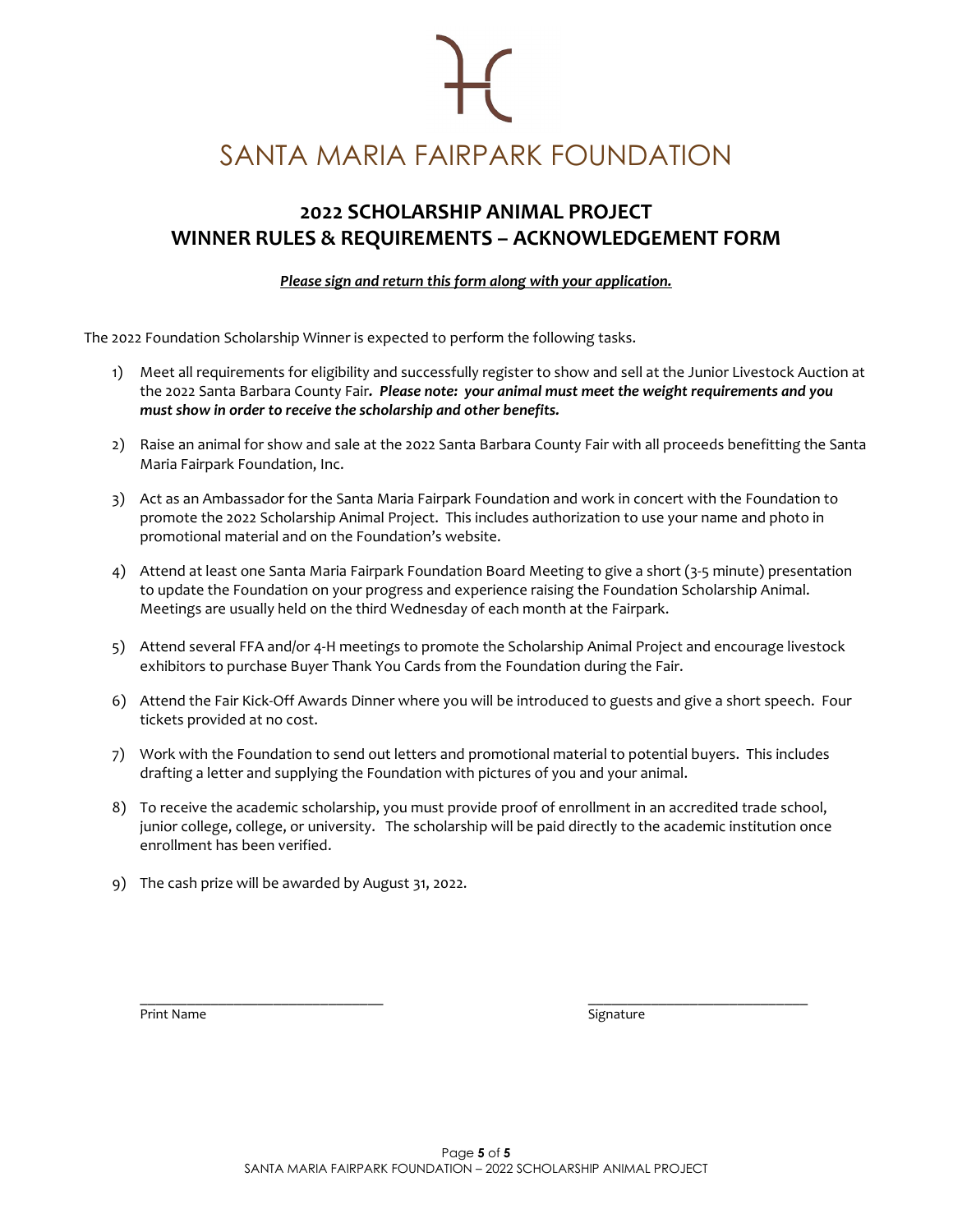# SANTA MARIA FAIRPARK FOUNDATION

## 2022 SCHOLARSHIP ANIMAL PROJECT
## WINNER RULES & REQUIREMENTS – ACKNOWLEDGEMENT FORM

***Please sign and return this form along with your application.***

The 2022 Foundation Scholarship Winner is expected to perform the following tasks.

1) Meet all requirements for eligibility and successfully register to show and sell at the Junior Livestock Auction at the 2022 Santa Barbara County Fair***. Please note: your animal must meet the weight requirements and you must show in order to receive the scholarship and other benefits.***

2) Raise an animal for show and sale at the 2022 Santa Barbara County Fair with all proceeds benefitting the Santa Maria Fairpark Foundation, Inc.

3) Act as an Ambassador for the Santa Maria Fairpark Foundation and work in concert with the Foundation to promote the 2022 Scholarship Animal Project. This includes authorization to use your name and photo in promotional material and on the Foundation's website.

4) Attend at least one Santa Maria Fairpark Foundation Board Meeting to give a short (3-5 minute) presentation to update the Foundation on your progress and experience raising the Foundation Scholarship Animal. Meetings are usually held on the third Wednesday of each month at the Fairpark.

5) Attend several FFA and/or 4-H meetings to promote the Scholarship Animal Project and encourage livestock exhibitors to purchase Buyer Thank You Cards from the Foundation during the Fair.

6) Attend the Fair Kick-Off Awards Dinner where you will be introduced to guests and give a short speech. Four tickets provided at no cost.

7) Work with the Foundation to send out letters and promotional material to potential buyers. This includes drafting a letter and supplying the Foundation with pictures of you and your animal.

8) To receive the academic scholarship, you must provide proof of enrollment in an accredited trade school, junior college, college, or university. The scholarship will be paid directly to the academic institution once enrollment has been verified.

9) The cash prize will be awarded by August 31, 2022.

_______________________________ Print Name

_______________________________ Signature